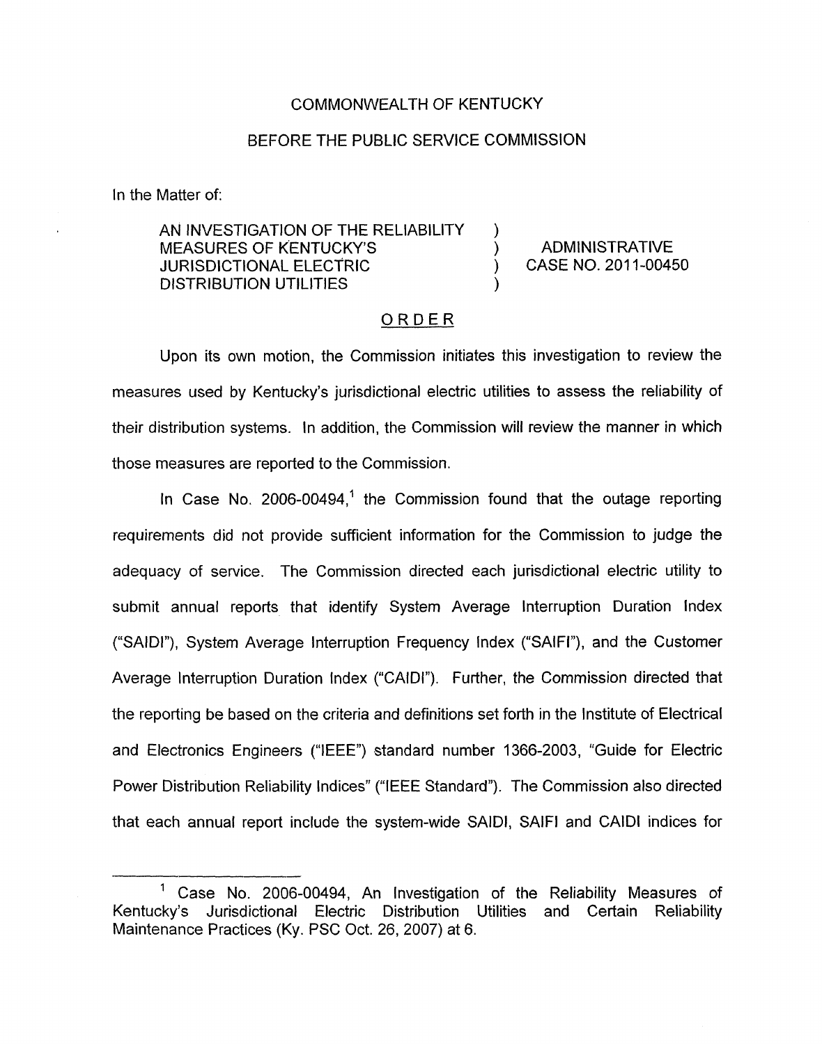COMMONWEALTH OF KENTUCKY

BEFORE THE PUBLIC SERVICE COMMISSION

In the Matter of:

AN INVESTIGATION OF THE RELIABILITY MEASURES OF KENTUCKY'S JURISDICTIONAL ELECTRIC DISTRIBUTION UTILITIES ) ADMINISTRATIVE CASE NO. 2011-00450

## ORDER

Upon its own motion, the Commission initiates this investigation to review the measures used by Kentucky's jurisdictional electric utilities to assess the reliability of their distribution systems. In addition, the Commission will review the manner in which those measures are reported to the Commission.

In Case No. 2006-00494,[1] the Commission found that the outage reporting requirements did not provide sufficient information for the Commission to judge the adequacy of service. The Commission directed each jurisdictional electric utility to submit annual reports that identify System Average Interruption Duration Index ("SAIDI"), System Average Interruption Frequency Index ("SAIFI"), and the Customer Average Interruption Duration Index ("CAIDI"). Further, the Commission directed that the reporting be based on the criteria and definitions set forth in the Institute of Electrical and Electronics Engineers ("IEEE") standard number 1366-2003, "Guide for Electric Power Distribution Reliability Indices" ("IEEE Standard"). The Commission also directed that each annual report include the system-wide SAIDI, SAIFI and CAIDI indices for

[1] Case No. 2006-00494, An Investigation of the Reliability Measures of Kentucky's Jurisdictional Electric Distribution Utilities and Certain Reliability Maintenance Practices (Ky. PSC Oct. 26, 2007) at 6.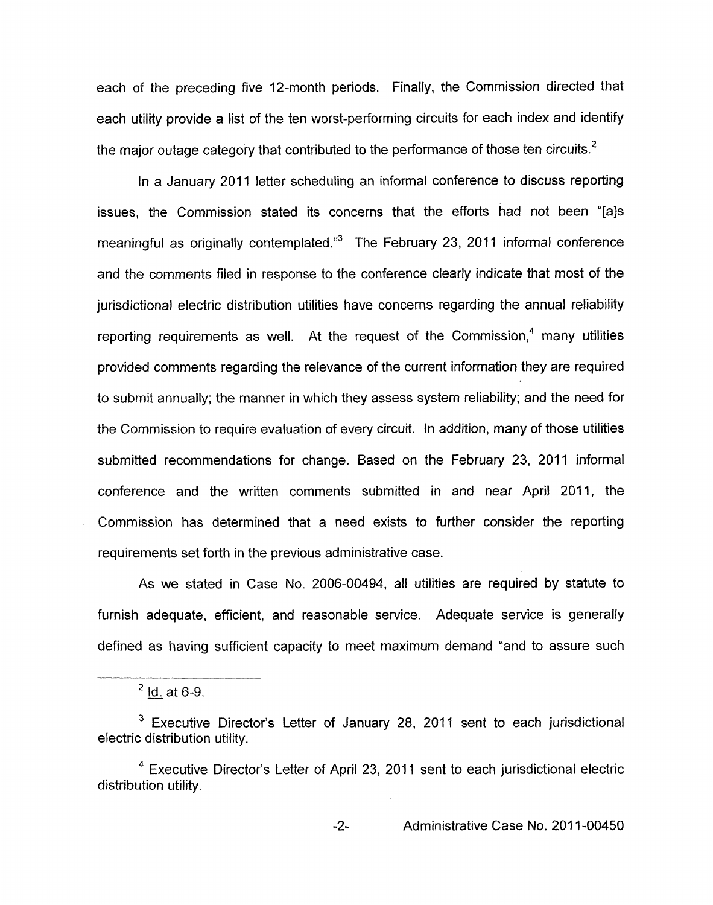each of the preceding five 12-month periods. Finally, the Commission directed that each utility provide a list of the ten worst-performing circuits for each index and identify the major outage category that contributed to the performance of those ten circuits.[2]

In a January 2011 letter scheduling an informal conference to discuss reporting issues, the Commission stated its concerns that the efforts had not been "[a]s meaningful as originally contemplated."[3] The February 23, 2011 informal conference and the comments filed in response to the conference clearly indicate that most of the jurisdictional electric distribution utilities have concerns regarding the annual reliability reporting requirements as well. At the request of the Commission,[4] many utilities provided comments regarding the relevance of the current information they are required to submit annually; the manner in which they assess system reliability; and the need for the Commission to require evaluation of every circuit. In addition, many of those utilities submitted recommendations for change. Based on the February 23, 2011 informal conference and the written comments submitted in and near April 2011, the Commission has determined that a need exists to further consider the reporting requirements set forth in the previous administrative case.

As we stated in Case No. 2006-00494, all utilities are required by statute to furnish adequate, efficient, and reasonable service. Adequate service is generally defined as having sufficient capacity to meet maximum demand "and to assure such

---

[2] Id. at 6-9.

[3] Executive Director's Letter of January 28, 2011 sent to each jurisdictional electric distribution utility.

[4] Executive Director's Letter of April 23, 2011 sent to each jurisdictional electric distribution utility.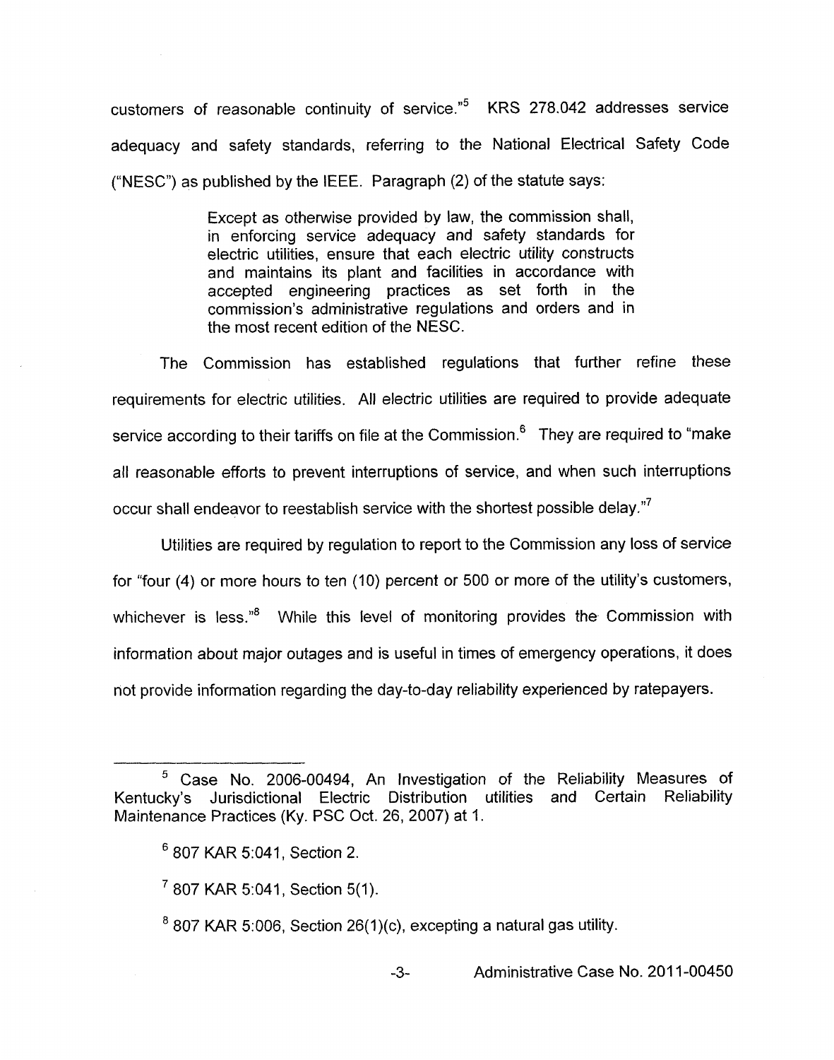customers of reasonable continuity of service."[5] KRS 278.042 addresses service adequacy and safety standards, referring to the National Electrical Safety Code ("NESC") as published by the IEEE. Paragraph (2) of the statute says:

> Except as otherwise provided by law, the commission shall, in enforcing service adequacy and safety standards for electric utilities, ensure that each electric utility constructs and maintains its plant and facilities in accordance with accepted engineering practices as set forth in the commission's administrative regulations and orders and in the most recent edition of the NESC.

The Commission has established regulations that further refine these requirements for electric utilities. All electric utilities are required to provide adequate service according to their tariffs on file at the Commission.[6] They are required to "make all reasonable efforts to prevent interruptions of service, and when such interruptions occur shall endeavor to reestablish service with the shortest possible delay."[7]

Utilities are required by regulation to report to the Commission any loss of service for "four (4) or more hours to ten (10) percent or 500 or more of the utility's customers, whichever is less."[8] While this level of monitoring provides the Commission with information about major outages and is useful in times of emergency operations, it does not provide information regarding the day-to-day reliability experienced by ratepayers.

---

[5] Case No. 2006-00494, An Investigation of the Reliability Measures of Kentucky's Jurisdictional Electric Distribution utilities and Certain Reliability Maintenance Practices (Ky. PSC Oct. 26, 2007) at 1.

[6] 807 KAR 5:041, Section 2.

[7] 807 KAR 5:041, Section 5(1).

[8] 807 KAR 5:006, Section 26(1)(c), excepting a natural gas utility.

Administrative Case No. 2011-00450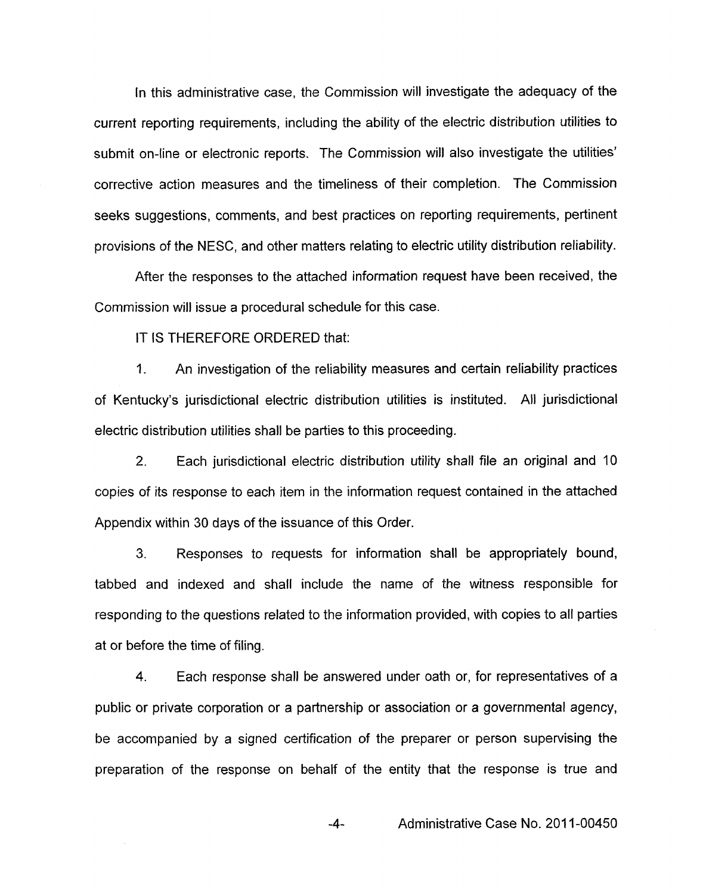In this administrative case, the Commission will investigate the adequacy of the current reporting requirements, including the ability of the electric distribution utilities to submit on-line or electronic reports. The Commission will also investigate the utilities' corrective action measures and the timeliness of their completion. The Commission seeks suggestions, comments, and best practices on reporting requirements, pertinent provisions of the NESC, and other matters relating to electric utility distribution reliability.

After the responses to the attached information request have been received, the Commission will issue a procedural schedule for this case.

IT IS THEREFORE ORDERED that:

1. An investigation of the reliability measures and certain reliability practices of Kentucky's jurisdictional electric distribution utilities is instituted. All jurisdictional electric distribution utilities shall be parties to this proceeding.

2. Each jurisdictional electric distribution utility shall file an original and 10 copies of its response to each item in the information request contained in the attached Appendix within 30 days of the issuance of this Order.

3. Responses to requests for information shall be appropriately bound, tabbed and indexed and shall include the name of the witness responsible for responding to the questions related to the information provided, with copies to all parties at or before the time of filing.

4. Each response shall be answered under oath or, for representatives of a public or private corporation or a partnership or association or a governmental agency, be accompanied by a signed certification of the preparer or person supervising the preparation of the response on behalf of the entity that the response is true and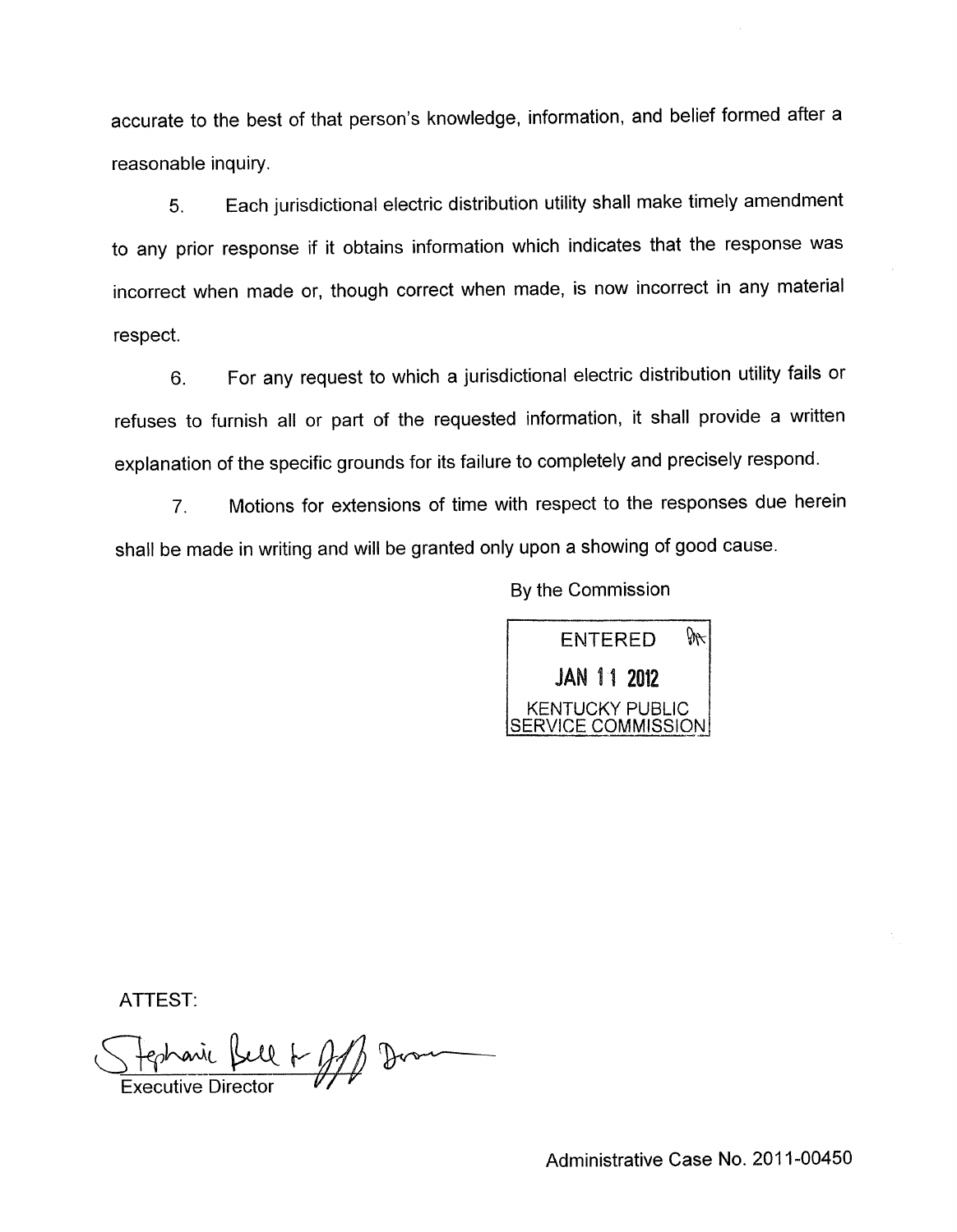accurate to the best of that person's knowledge, information, and belief formed after a reasonable inquiry.

5. Each jurisdictional electric distribution utility shall make timely amendment to any prior response if it obtains information which indicates that the response was incorrect when made or, though correct when made, is now incorrect in any material respect.

6. For any request to which a jurisdictional electric distribution utility fails or refuses to furnish all or part of the requested information, it shall provide a written explanation of the specific grounds for its failure to completely and precisely respond.

7. Motions for extensions of time with respect to the responses due herein shall be made in writing and will be granted only upon a showing of good cause.

By the Commission

ENTERED
JAN 11 2012
KENTUCKY PUBLIC SERVICE COMMISSION

ATTEST:

Stephanie Bell for Jeff Derouen
Executive Director

Administrative Case No. 2011-00450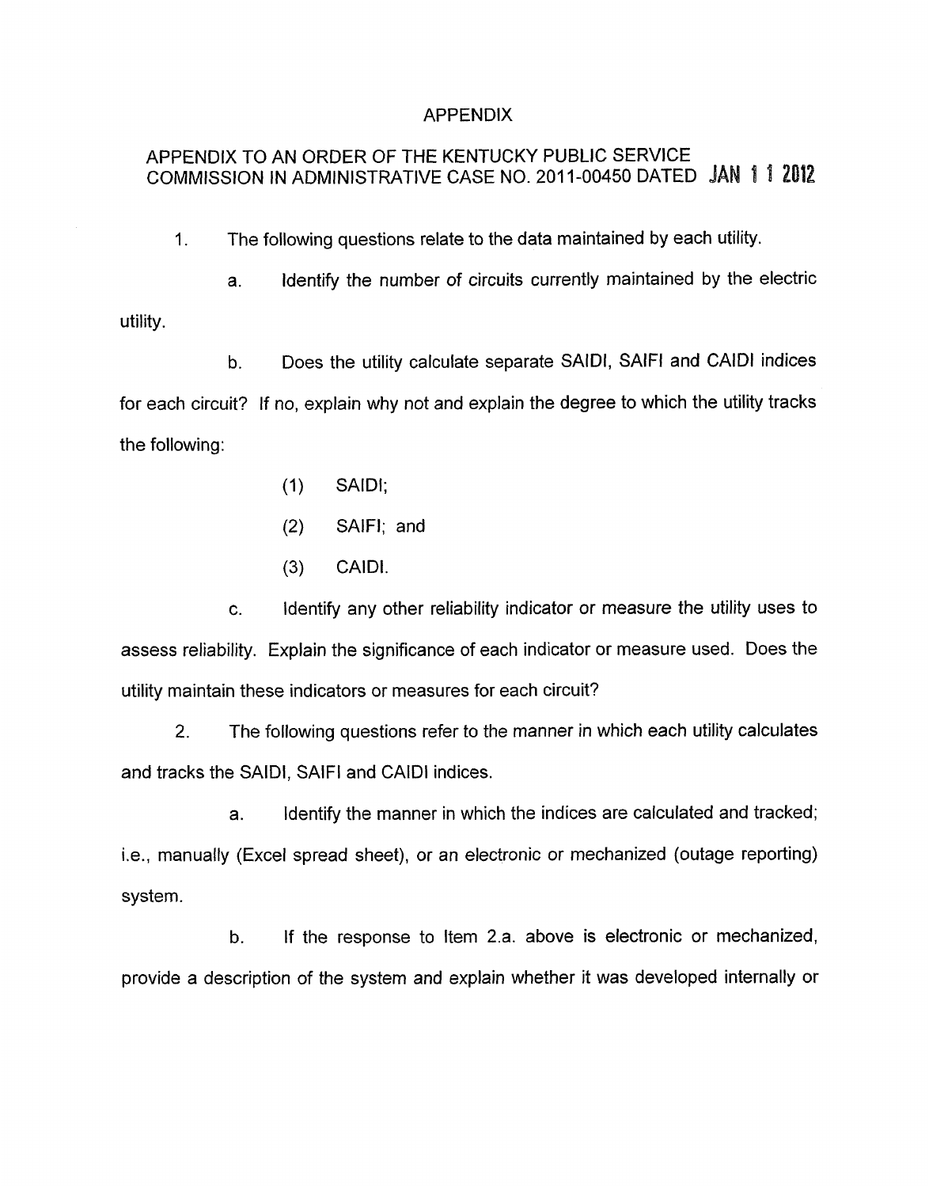# APPENDIX

## APPENDIX TO AN ORDER OF THE KENTUCKY PUBLIC SERVICE COMMISSION IN ADMINISTRATIVE CASE NO. 2011-00450 DATED JAN 11 2012

1. The following questions relate to the data maintained by each utility.

   a. Identify the number of circuits currently maintained by the electric utility.

   b. Does the utility calculate separate SAIDI, SAIFI and CAIDI indices for each circuit? If no, explain why not and explain the degree to which the utility tracks the following:

      (1) SAIDI;

      (2) SAIFI; and

      (3) CAIDI.

   c. Identify any other reliability indicator or measure the utility uses to assess reliability. Explain the significance of each indicator or measure used. Does the utility maintain these indicators or measures for each circuit?

2. The following questions refer to the manner in which each utility calculates and tracks the SAIDI, SAIFI and CAIDI indices.

   a. Identify the manner in which the indices are calculated and tracked; i.e., manually (Excel spread sheet), or an electronic or mechanized (outage reporting) system.

   b. If the response to Item 2.a. above is electronic or mechanized, provide a description of the system and explain whether it was developed internally or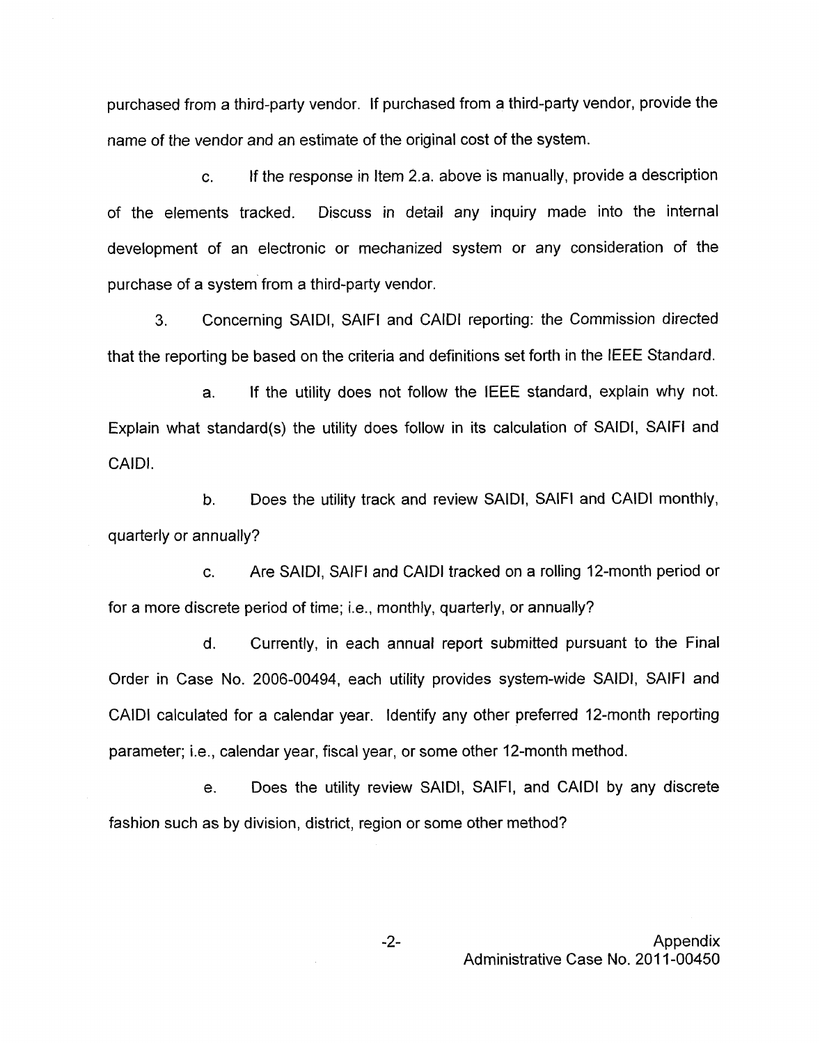purchased from a third-party vendor. If purchased from a third-party vendor, provide the name of the vendor and an estimate of the original cost of the system.

c. If the response in Item 2.a. above is manually, provide a description of the elements tracked. Discuss in detail any inquiry made into the internal development of an electronic or mechanized system or any consideration of the purchase of a system from a third-party vendor.

3. Concerning SAIDI, SAIFI and CAIDI reporting: the Commission directed that the reporting be based on the criteria and definitions set forth in the IEEE Standard.

a. If the utility does not follow the IEEE standard, explain why not. Explain what standard(s) the utility does follow in its calculation of SAIDI, SAIFI and CAIDI.

b. Does the utility track and review SAIDI, SAIFI and CAIDI monthly, quarterly or annually?

c. Are SAIDI, SAIFI and CAIDI tracked on a rolling 12-month period or for a more discrete period of time; i.e., monthly, quarterly, or annually?

d. Currently, in each annual report submitted pursuant to the Final Order in Case No. 2006-00494, each utility provides system-wide SAIDI, SAIFI and CAIDI calculated for a calendar year. Identify any other preferred 12-month reporting parameter; i.e., calendar year, fiscal year, or some other 12-month method.

e. Does the utility review SAIDI, SAIFI, and CAIDI by any discrete fashion such as by division, district, region or some other method?

Appendix
Administrative Case No. 2011-00450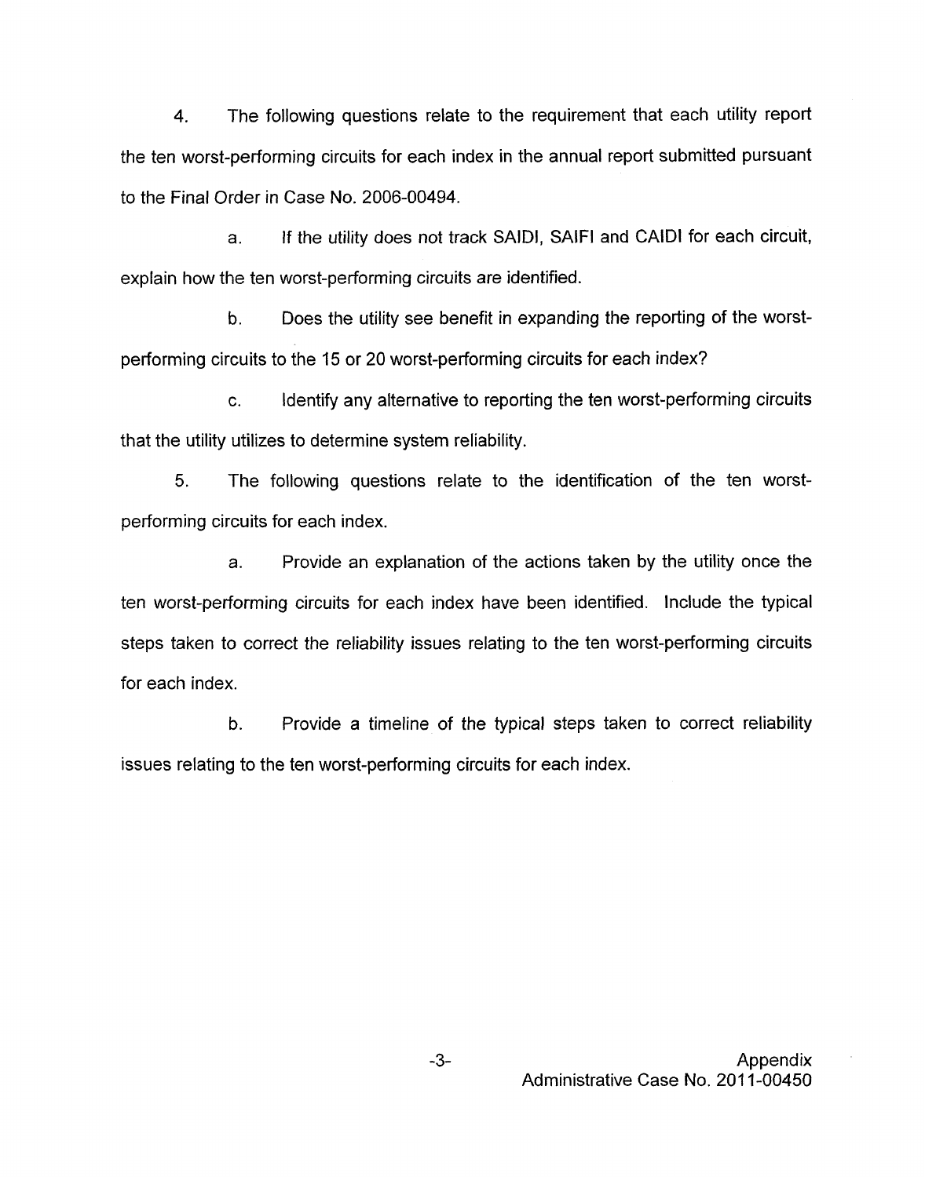4. The following questions relate to the requirement that each utility report the ten worst-performing circuits for each index in the annual report submitted pursuant to the Final Order in Case No. 2006-00494.

   a. If the utility does not track SAIDI, SAIFI and CAIDI for each circuit, explain how the ten worst-performing circuits are identified.

   b. Does the utility see benefit in expanding the reporting of the worst-performing circuits to the 15 or 20 worst-performing circuits for each index?

   c. Identify any alternative to reporting the ten worst-performing circuits that the utility utilizes to determine system reliability.

5. The following questions relate to the identification of the ten worst-performing circuits for each index.

   a. Provide an explanation of the actions taken by the utility once the ten worst-performing circuits for each index have been identified. Include the typical steps taken to correct the reliability issues relating to the ten worst-performing circuits for each index.

   b. Provide a timeline of the typical steps taken to correct reliability issues relating to the ten worst-performing circuits for each index.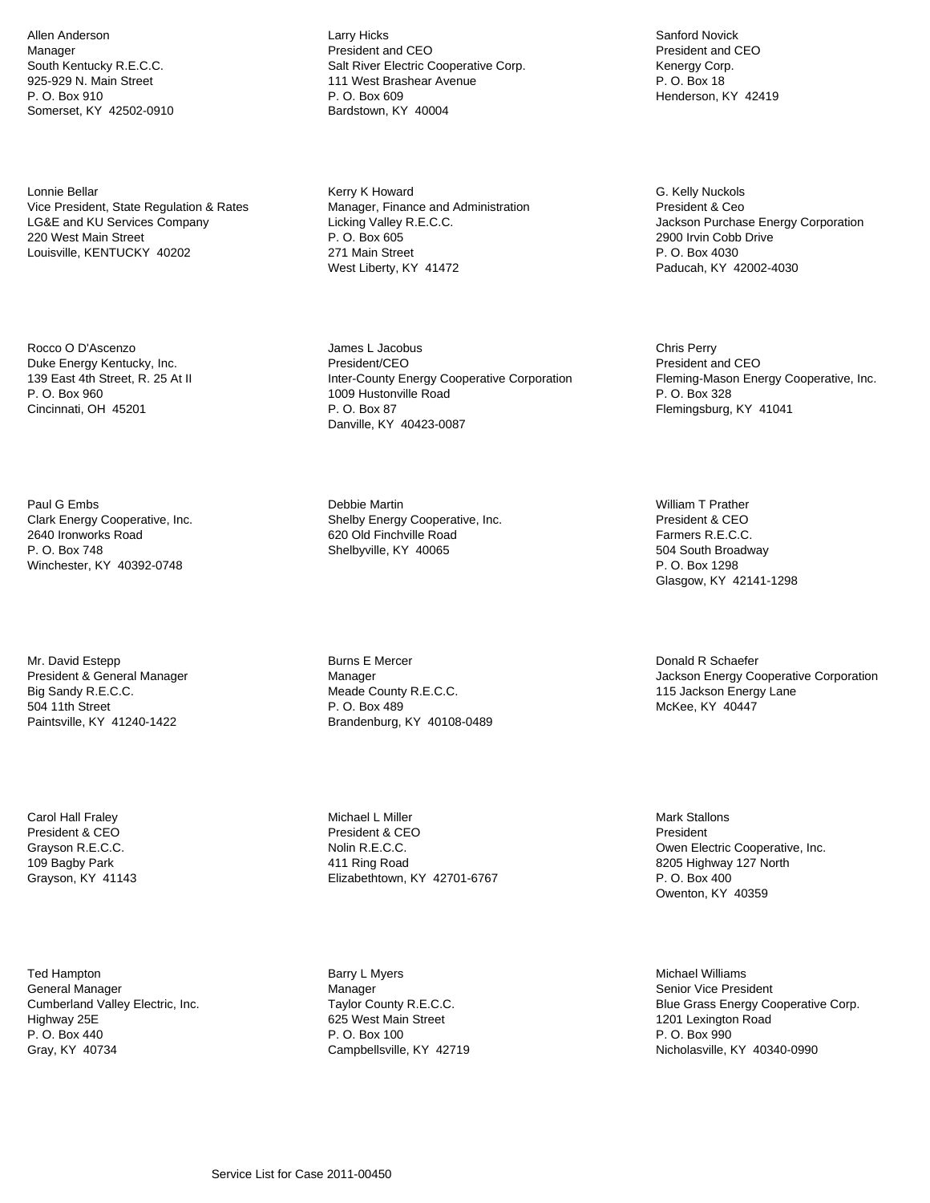Allen Anderson
Manager
South Kentucky R.E.C.C.
925-929 N. Main Street
P. O. Box 910
Somerset, KY 42502-0910

Lonnie Bellar
Vice President, State Regulation & Rates
LG&E and KU Services Company
220 West Main Street
Louisville, KENTUCKY 40202

Rocco O D'Ascenzo
Duke Energy Kentucky, Inc.
139 East 4th Street, R. 25 At II
P. O. Box 960
Cincinnati, OH 45201

Paul G Embs
Clark Energy Cooperative, Inc.
2640 Ironworks Road
P. O. Box 748
Winchester, KY 40392-0748

Mr. David Estepp
President & General Manager
Big Sandy R.E.C.C.
504 11th Street
Paintsville, KY 41240-1422

Carol Hall Fraley
President & CEO
Grayson R.E.C.C.
109 Bagby Park
Grayson, KY 41143

Ted Hampton
General Manager
Cumberland Valley Electric, Inc.
Highway 25E
P. O. Box 440
Gray, KY 40734

Larry Hicks
President and CEO
Salt River Electric Cooperative Corp.
111 West Brashear Avenue
P. O. Box 609
Bardstown, KY 40004

Kerry K Howard
Manager, Finance and Administration
Licking Valley R.E.C.C.
P. O. Box 605
271 Main Street
West Liberty, KY 41472

James L Jacobus
President/CEO
Inter-County Energy Cooperative Corporation
1009 Hustonville Road
P. O. Box 87
Danville, KY 40423-0087

Debbie Martin
Shelby Energy Cooperative, Inc.
620 Old Finchville Road
Shelbyville, KY 40065

Burns E Mercer
Manager
Meade County R.E.C.C.
P. O. Box 489
Brandenburg, KY 40108-0489

Michael L Miller
President & CEO
Nolin R.E.C.C.
411 Ring Road
Elizabethtown, KY 42701-6767

Barry L Myers
Manager
Taylor County R.E.C.C.
625 West Main Street
P. O. Box 100
Campbellsville, KY 42719

Sanford Novick
President and CEO
Kenergy Corp.
P. O. Box 18
Henderson, KY 42419

G. Kelly Nuckols
President & Ceo
Jackson Purchase Energy Corporation
2900 Irvin Cobb Drive
P. O. Box 4030
Paducah, KY 42002-4030

Chris Perry
President and CEO
Fleming-Mason Energy Cooperative, Inc.
P. O. Box 328
Flemingsburg, KY 41041

William T Prather
President & CEO
Farmers R.E.C.C.
504 South Broadway
P. O. Box 1298
Glasgow, KY 42141-1298

Donald R Schaefer
Jackson Energy Cooperative Corporation
115 Jackson Energy Lane
McKee, KY 40447

Mark Stallons
President
Owen Electric Cooperative, Inc.
8205 Highway 127 North
P. O. Box 400
Owenton, KY 40359

Michael Williams
Senior Vice President
Blue Grass Energy Cooperative Corp.
1201 Lexington Road
P. O. Box 990
Nicholasville, KY 40340-0990

Service List for Case 2011-00450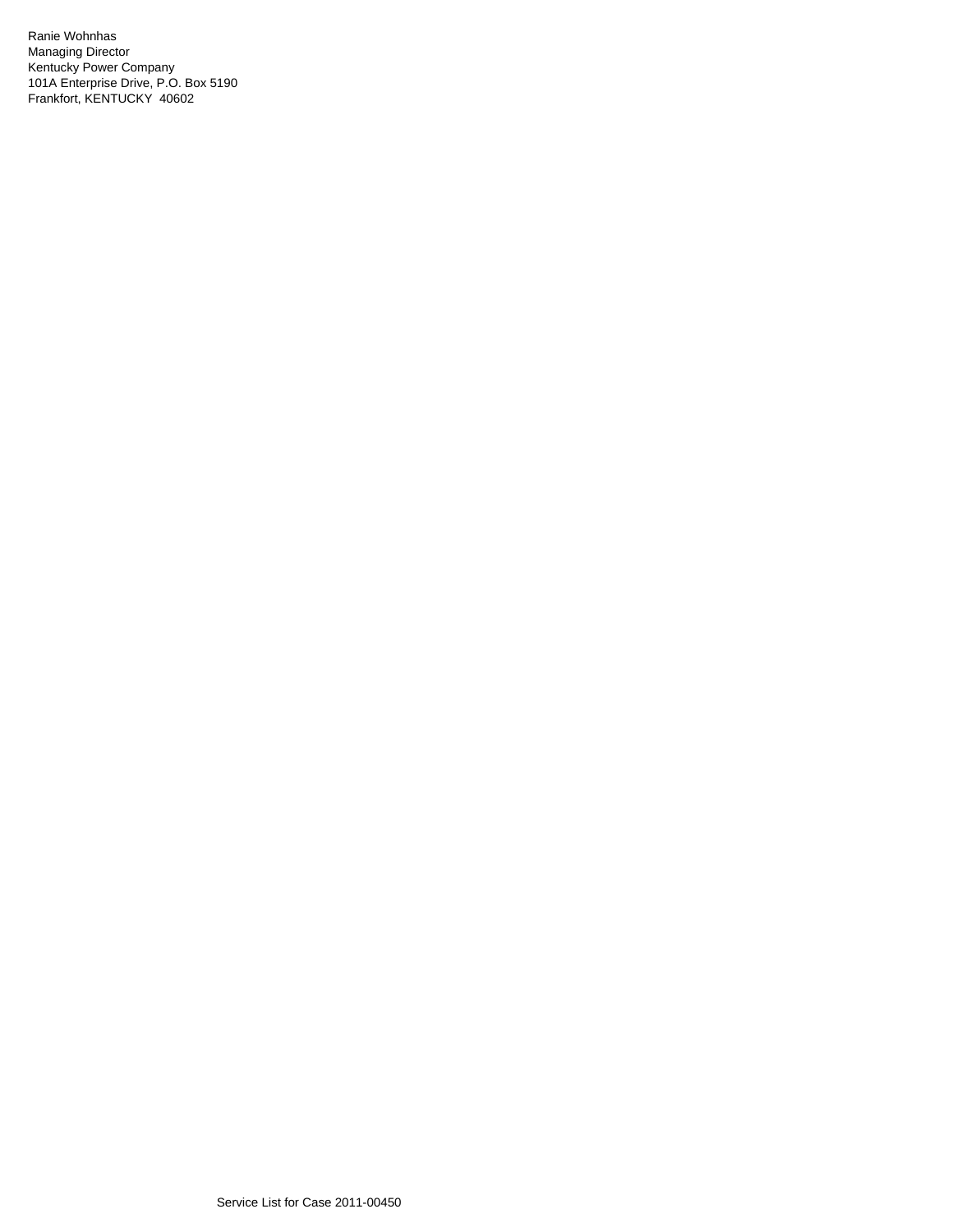Ranie Wohnhas
Managing Director
Kentucky Power Company
101A Enterprise Drive, P.O. Box 5190
Frankfort, KENTUCKY  40602